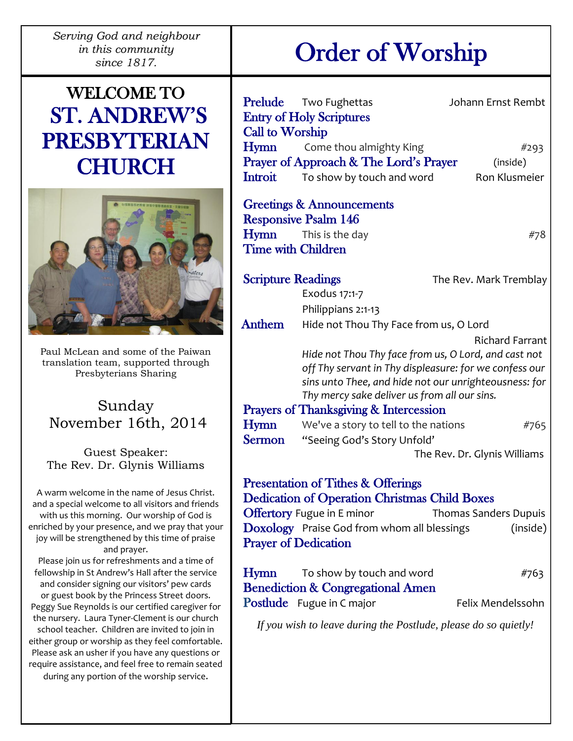*Serving God and neighbour in this community since 1817.*

# WELCOME TO ST. ANDREW'S PRESBYTERIAN CHURCH

Paul McLean and some of the Paiwan translation team, supported through Presbyterians Sharing

Sunday
November 16th, 2014

Guest Speaker:
The Rev. Dr. Glynis Williams

A warm welcome in the name of Jesus Christ. and a special welcome to all visitors and friends with us this morning. Our worship of God is enriched by your presence, and we pray that your joy will be strengthened by this time of praise and prayer.

Please join us for refreshments and a time of fellowship in St Andrew's Hall after the service and consider signing our visitors' pew cards or guest book by the Princess Street doors. Peggy Sue Reynolds is our certified caregiver for the nursery. Laura Tyner-Clement is our church school teacher. Children are invited to join in either group or worship as they feel comfortable. Please ask an usher if you have any questions or require assistance, and feel free to remain seated during any portion of the worship service.

# Order of Worship

**Prelude** Two Fughettas — Johann Ernst Rembt

**Entry of Holy Scriptures**

**Call to Worship**

**Hymn** Come thou almighty King — #293

**Prayer of Approach & The Lord's Prayer** — (inside)

**Introit** To show by touch and word — Ron Klusmeier

**Greetings & Announcements**

**Responsive Psalm 146**

**Hymn** This is the day — #78

**Time with Children**

**Scripture Readings** — The Rev. Mark Tremblay

Exodus 17:1-7

Philippians 2:1-13

**Anthem** Hide not Thou Thy Face from us, O Lord — Richard Farrant

*Hide not Thou Thy face from us, O Lord, and cast not off Thy servant in Thy displeasure: for we confess our sins unto Thee, and hide not our unrighteousness: for Thy mercy sake deliver us from all our sins.*

**Prayers of Thanksgiving & Intercession**

**Hymn** We've a story to tell to the nations — #765

**Sermon** "Seeing God's Story Unfold' — The Rev. Dr. Glynis Williams

**Presentation of Tithes & Offerings**

**Dedication of Operation Christmas Child Boxes**

**Offertory** Fugue in E minor — Thomas Sanders Dupuis

**Doxology** Praise God from whom all blessings — (inside)

**Prayer of Dedication**

**Hymn** To show by touch and word — #763

**Benediction & Congregational Amen**

**Postlude** Fugue in C major — Felix Mendelssohn

*If you wish to leave during the Postlude, please do so quietly!*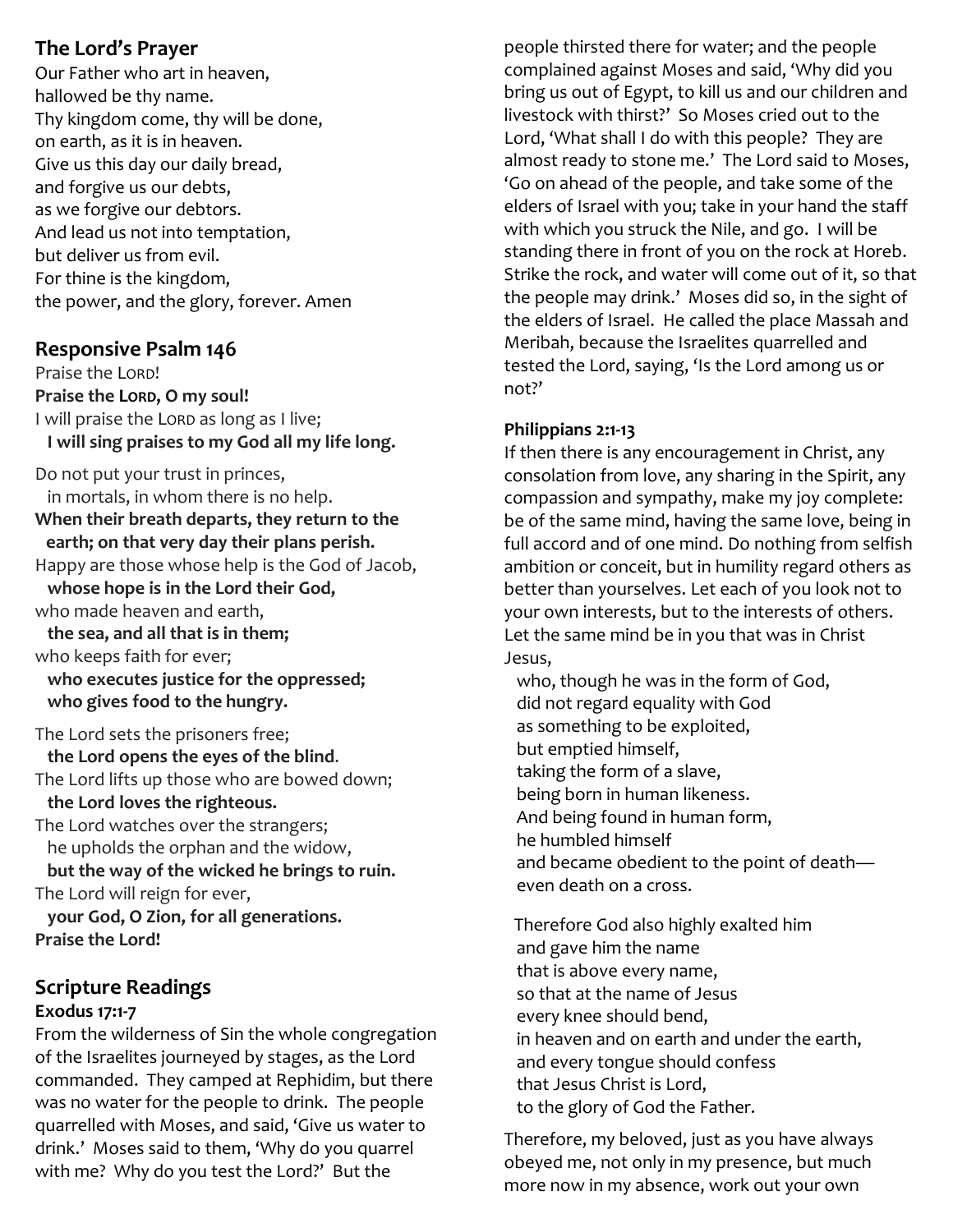## The Lord's Prayer

Our Father who art in heaven,
hallowed be thy name.
Thy kingdom come, thy will be done,
on earth, as it is in heaven.
Give us this day our daily bread,
and forgive us our debts,
as we forgive our debtors.
And lead us not into temptation,
but deliver us from evil.
For thine is the kingdom,
the power, and the glory, forever. Amen

## Responsive Psalm 146

Praise the LORD!
**Praise the LORD, O my soul!**
I will praise the LORD as long as I live;
**I will sing praises to my God all my life long.**

Do not put your trust in princes,
in mortals, in whom there is no help.
**When their breath departs, they return to the earth; on that very day their plans perish.**
Happy are those whose help is the God of Jacob,
**whose hope is in the Lord their God,**
who made heaven and earth,
**the sea, and all that is in them;**
who keeps faith for ever;
**who executes justice for the oppressed;**
**who gives food to the hungry.**

The Lord sets the prisoners free;
**the Lord opens the eyes of the blind**.
The Lord lifts up those who are bowed down;
**the Lord loves the righteous.**
The Lord watches over the strangers;
he upholds the orphan and the widow,
**but the way of the wicked he brings to ruin.**
The Lord will reign for ever,
**your God, O Zion, for all generations.**
**Praise the Lord!**

## Scripture Readings

**Exodus 17:1-7**

From the wilderness of Sin the whole congregation of the Israelites journeyed by stages, as the Lord commanded. They camped at Rephidim, but there was no water for the people to drink. The people quarrelled with Moses, and said, 'Give us water to drink.' Moses said to them, 'Why do you quarrel with me? Why do you test the Lord?' But the people thirsted there for water; and the people complained against Moses and said, 'Why did you bring us out of Egypt, to kill us and our children and livestock with thirst?' So Moses cried out to the Lord, 'What shall I do with this people? They are almost ready to stone me.' The Lord said to Moses, 'Go on ahead of the people, and take some of the elders of Israel with you; take in your hand the staff with which you struck the Nile, and go. I will be standing there in front of you on the rock at Horeb. Strike the rock, and water will come out of it, so that the people may drink.' Moses did so, in the sight of the elders of Israel. He called the place Massah and Meribah, because the Israelites quarrelled and tested the Lord, saying, 'Is the Lord among us or not?'

**Philippians 2:1-13**

If then there is any encouragement in Christ, any consolation from love, any sharing in the Spirit, any compassion and sympathy, make my joy complete: be of the same mind, having the same love, being in full accord and of one mind. Do nothing from selfish ambition or conceit, but in humility regard others as better than yourselves. Let each of you look not to your own interests, but to the interests of others. Let the same mind be in you that was in Christ Jesus,

who, though he was in the form of God,
did not regard equality with God
as something to be exploited,
but emptied himself,
taking the form of a slave,
being born in human likeness.
And being found in human form,
he humbled himself
and became obedient to the point of death—
even death on a cross.

Therefore God also highly exalted him
and gave him the name
that is above every name,
so that at the name of Jesus
every knee should bend,
in heaven and on earth and under the earth,
and every tongue should confess
that Jesus Christ is Lord,
to the glory of God the Father.

Therefore, my beloved, just as you have always obeyed me, not only in my presence, but much more now in my absence, work out your own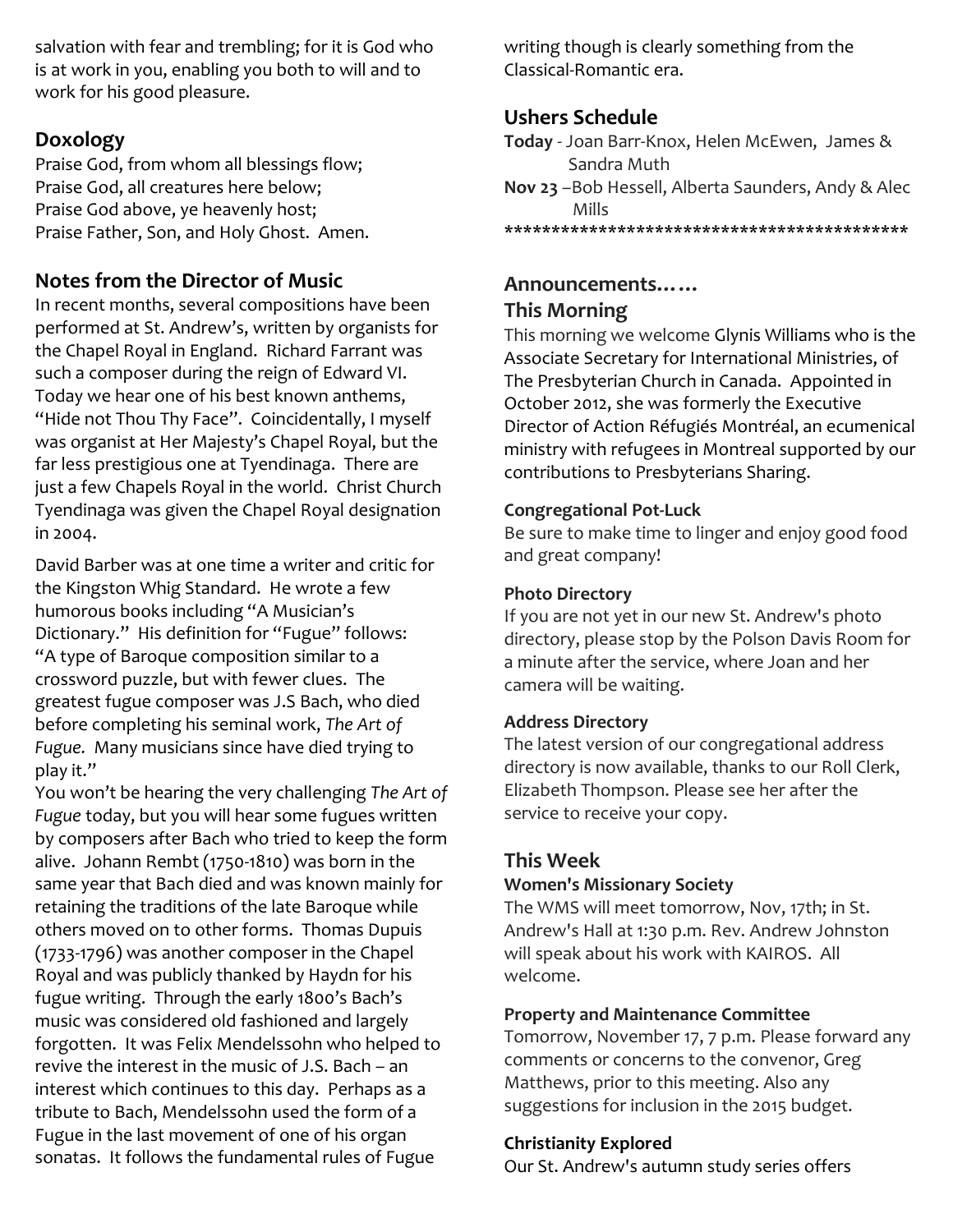salvation with fear and trembling; for it is God who is at work in you, enabling you both to will and to work for his good pleasure.

## Doxology

Praise God, from whom all blessings flow;
Praise God, all creatures here below;
Praise God above, ye heavenly host;
Praise Father, Son, and Holy Ghost. Amen.

## Notes from the Director of Music

In recent months, several compositions have been performed at St. Andrew's, written by organists for the Chapel Royal in England. Richard Farrant was such a composer during the reign of Edward VI. Today we hear one of his best known anthems, "Hide not Thou Thy Face". Coincidentally, I myself was organist at Her Majesty's Chapel Royal, but the far less prestigious one at Tyendinaga. There are just a few Chapels Royal in the world. Christ Church Tyendinaga was given the Chapel Royal designation in 2004.

David Barber was at one time a writer and critic for the Kingston Whig Standard. He wrote a few humorous books including "A Musician's Dictionary." His definition for "Fugue" follows: "A type of Baroque composition similar to a crossword puzzle, but with fewer clues. The greatest fugue composer was J.S Bach, who died before completing his seminal work, *The Art of Fugue.* Many musicians since have died trying to play it."

You won't be hearing the very challenging *The Art of Fugue* today, but you will hear some fugues written by composers after Bach who tried to keep the form alive. Johann Rembt (1750-1810) was born in the same year that Bach died and was known mainly for retaining the traditions of the late Baroque while others moved on to other forms. Thomas Dupuis (1733-1796) was another composer in the Chapel Royal and was publicly thanked by Haydn for his fugue writing. Through the early 1800's Bach's music was considered old fashioned and largely forgotten. It was Felix Mendelssohn who helped to revive the interest in the music of J.S. Bach – an interest which continues to this day. Perhaps as a tribute to Bach, Mendelssohn used the form of a Fugue in the last movement of one of his organ sonatas. It follows the fundamental rules of Fugue writing though is clearly something from the Classical-Romantic era.

## Ushers Schedule

**Today** - Joan Barr-Knox, Helen McEwen, James & Sandra Muth
**Nov 23** –Bob Hessell, Alberta Saunders, Andy & Alec Mills

*******************************************

## Announcements……

## This Morning

This morning we welcome Glynis Williams who is the Associate Secretary for International Ministries, of The Presbyterian Church in Canada. Appointed in October 2012, she was formerly the Executive Director of Action Réfugiés Montréal, an ecumenical ministry with refugees in Montreal supported by our contributions to Presbyterians Sharing.

### Congregational Pot-Luck

Be sure to make time to linger and enjoy good food and great company!

### Photo Directory

If you are not yet in our new St. Andrew's photo directory, please stop by the Polson Davis Room for a minute after the service, where Joan and her camera will be waiting.

### Address Directory

The latest version of our congregational address directory is now available, thanks to our Roll Clerk, Elizabeth Thompson. Please see her after the service to receive your copy.

## This Week

### Women's Missionary Society

The WMS will meet tomorrow, Nov, 17th; in St. Andrew's Hall at 1:30 p.m. Rev. Andrew Johnston will speak about his work with KAIROS. All welcome.

### Property and Maintenance Committee

Tomorrow, November 17, 7 p.m. Please forward any comments or concerns to the convenor, Greg Matthews, prior to this meeting. Also any suggestions for inclusion in the 2015 budget.

### Christianity Explored

Our St. Andrew's autumn study series offers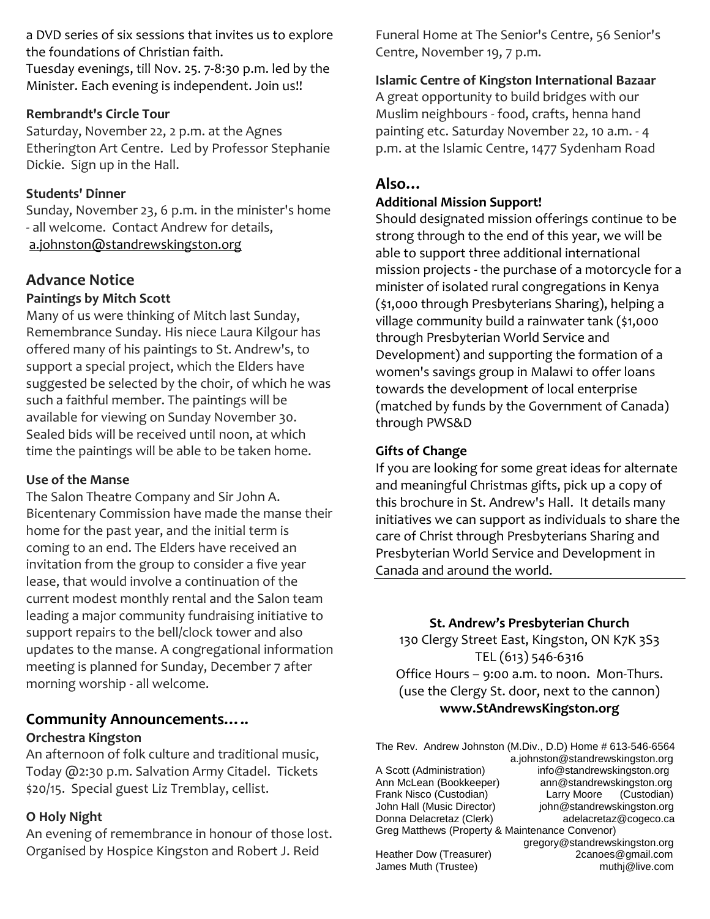a DVD series of six sessions that invites us to explore the foundations of Christian faith.
Tuesday evenings, till Nov. 25. 7-8:30 p.m. led by the Minister. Each evening is independent. Join us!!

**Rembrandt's Circle Tour**
Saturday, November 22, 2 p.m. at the Agnes Etherington Art Centre. Led by Professor Stephanie Dickie. Sign up in the Hall.

**Students' Dinner**
Sunday, November 23, 6 p.m. in the minister's home - all welcome. Contact Andrew for details, a.johnston@standrewskingston.org

## Advance Notice

**Paintings by Mitch Scott**
Many of us were thinking of Mitch last Sunday, Remembrance Sunday. His niece Laura Kilgour has offered many of his paintings to St. Andrew's, to support a special project, which the Elders have suggested be selected by the choir, of which he was such a faithful member. The paintings will be available for viewing on Sunday November 30. Sealed bids will be received until noon, at which time the paintings will be able to be taken home.

**Use of the Manse**
The Salon Theatre Company and Sir John A. Bicentenary Commission have made the manse their home for the past year, and the initial term is coming to an end. The Elders have received an invitation from the group to consider a five year lease, that would involve a continuation of the current modest monthly rental and the Salon team leading a major community fundraising initiative to support repairs to the bell/clock tower and also updates to the manse. A congregational information meeting is planned for Sunday, December 7 after morning worship - all welcome.

## Community Announcements…..

**Orchestra Kingston**
An afternoon of folk culture and traditional music, Today @2:30 p.m. Salvation Army Citadel. Tickets $20/15. Special guest Liz Tremblay, cellist.

**O Holy Night**
An evening of remembrance in honour of those lost. Organised by Hospice Kingston and Robert J. Reid Funeral Home at The Senior's Centre, 56 Senior's Centre, November 19, 7 p.m.

**Islamic Centre of Kingston International Bazaar**
A great opportunity to build bridges with our Muslim neighbours - food, crafts, henna hand painting etc. Saturday November 22, 10 a.m. - 4 p.m. at the Islamic Centre, 1477 Sydenham Road

## Also…

**Additional Mission Support!**
Should designated mission offerings continue to be strong through to the end of this year, we will be able to support three additional international mission projects - the purchase of a motorcycle for a minister of isolated rural congregations in Kenya ($1,000 through Presbyterians Sharing), helping a village community build a rainwater tank ($1,000 through Presbyterian World Service and Development) and supporting the formation of a women's savings group in Malawi to offer loans towards the development of local enterprise (matched by funds by the Government of Canada) through PWS&D

**Gifts of Change**
If you are looking for some great ideas for alternate and meaningful Christmas gifts, pick up a copy of this brochure in St. Andrew's Hall. It details many initiatives we can support as individuals to share the care of Christ through Presbyterians Sharing and Presbyterian World Service and Development in Canada and around the world.

**St. Andrew's Presbyterian Church**
130 Clergy Street East, Kingston, ON K7K 3S3
TEL (613) 546-6316
Office Hours – 9:00 a.m. to noon. Mon-Thurs.
(use the Clergy St. door, next to the cannon)
**www.StAndrewsKingston.org**

The Rev. Andrew Johnston (M.Div., D.D) Home # 613-546-6564
a.johnston@standrewskingston.org
A Scott (Administration) info@standrewskingston.org
Ann McLean (Bookkeeper) ann@standrewskingston.org
Frank Nisco (Custodian) Larry Moore (Custodian)
John Hall (Music Director) john@standrewskingston.org
Donna Delacretaz (Clerk) adelacretaz@cogeco.ca
Greg Matthews (Property & Maintenance Convenor)
gregory@standrewskingston.org
Heather Dow (Treasurer) 2canoes@gmail.com
James Muth (Trustee) muthj@live.com